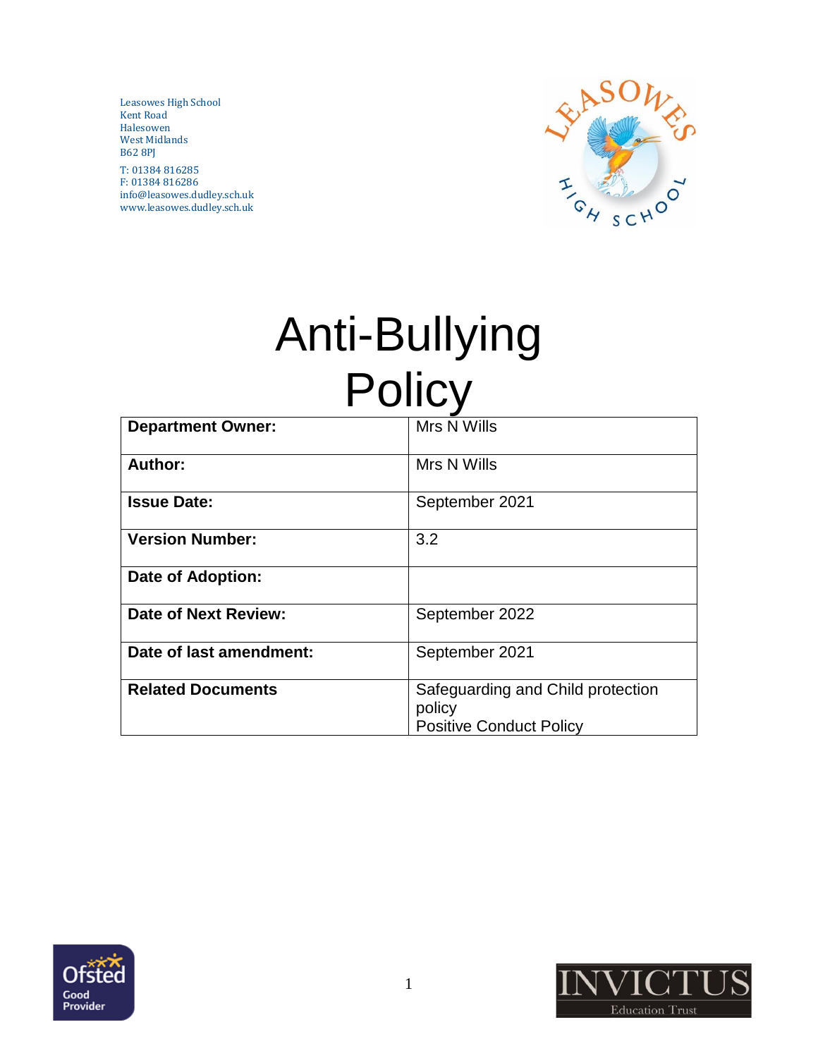Leasowes High School
Kent Road
Halesowen
West Midlands
B62 8PJ

T: 01384 816285
F: 01384 816286
info@leasowes.dudley.sch.uk
www.leasowes.dudley.sch.uk

# Anti-Bullying Policy

| **Department Owner:** | Mrs N Wills |
|---|---|
| **Author:** | Mrs N Wills |
| **Issue Date:** | September 2021 |
| **Version Number:** | 3.2 |
| **Date of Adoption:** | |
| **Date of Next Review:** | September 2022 |
| **Date of last amendment:** | September 2021 |
| **Related Documents** | Safeguarding and Child protection policy<br>Positive Conduct Policy |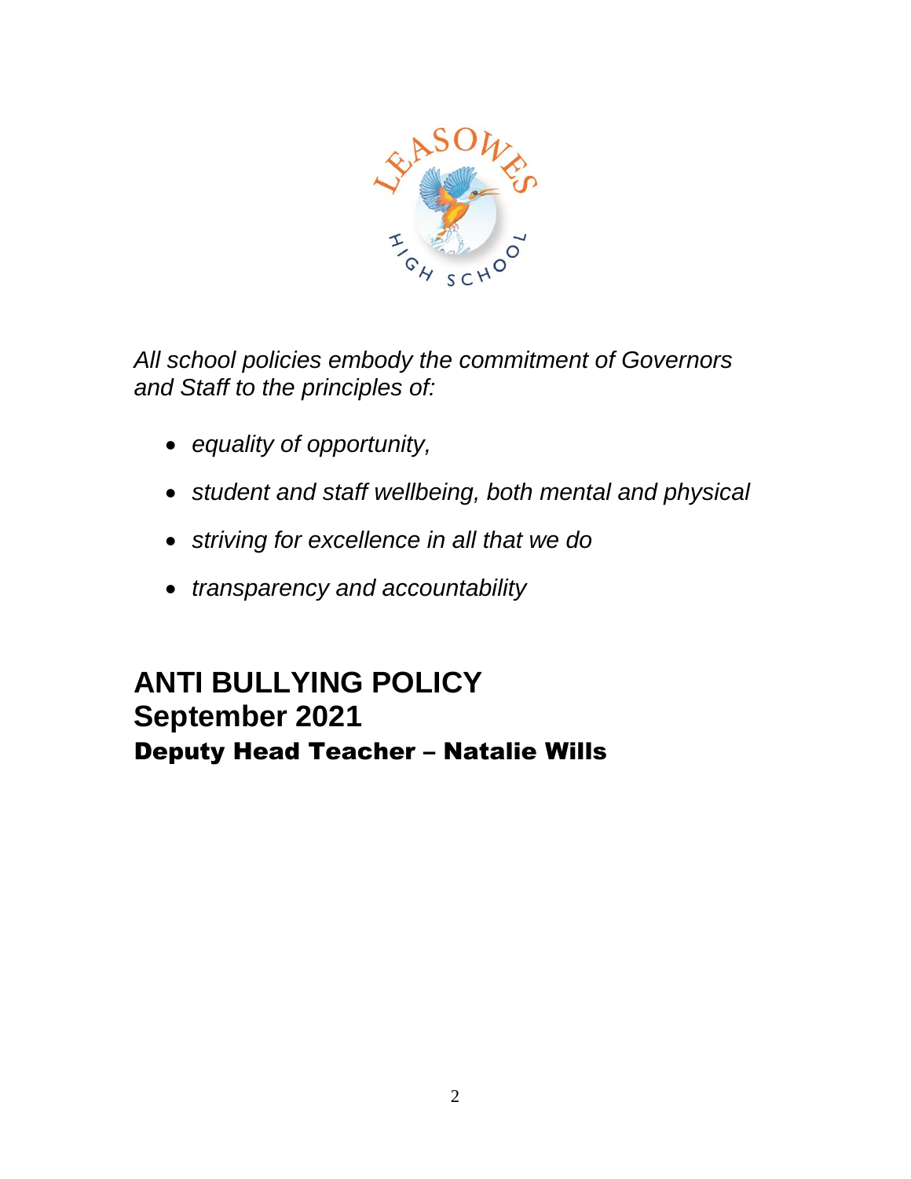*All school policies embody the commitment of Governors and Staff to the principles of:*

- *equality of opportunity,*
- *student and staff wellbeing, both mental and physical*
- *striving for excellence in all that we do*
- *transparency and accountability*

# ANTI BULLYING POLICY
# September 2021
## Deputy Head Teacher – Natalie Wills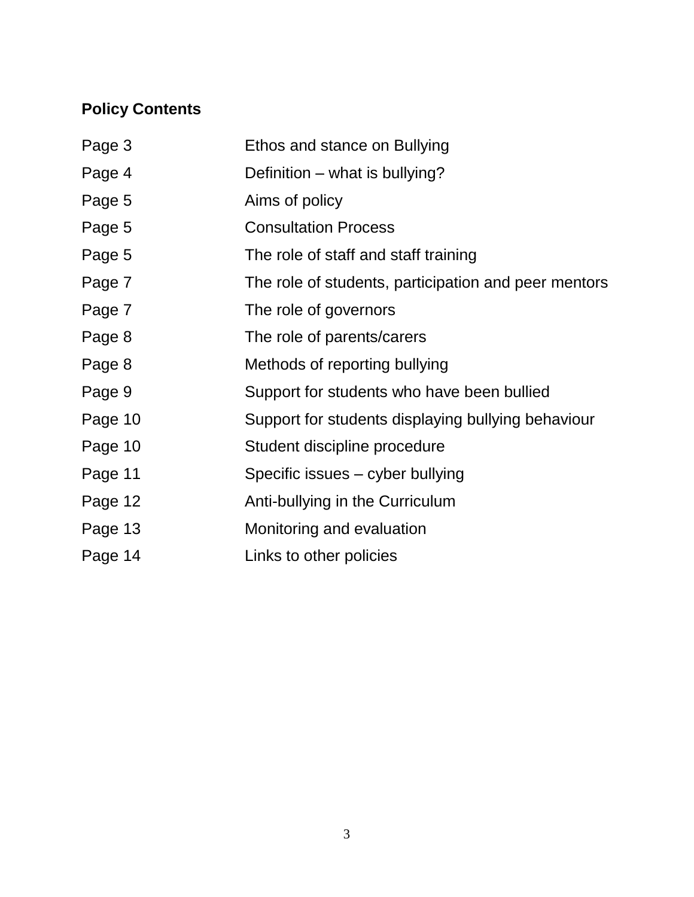**Policy Contents**

| | |
|---|---|
| Page 3 | Ethos and stance on Bullying |
| Page 4 | Definition – what is bullying? |
| Page 5 | Aims of policy |
| Page 5 | Consultation Process |
| Page 5 | The role of staff and staff training |
| Page 7 | The role of students, participation and peer mentors |
| Page 7 | The role of governors |
| Page 8 | The role of parents/carers |
| Page 8 | Methods of reporting bullying |
| Page 9 | Support for students who have been bullied |
| Page 10 | Support for students displaying bullying behaviour |
| Page 10 | Student discipline procedure |
| Page 11 | Specific issues – cyber bullying |
| Page 12 | Anti-bullying in the Curriculum |
| Page 13 | Monitoring and evaluation |
| Page 14 | Links to other policies |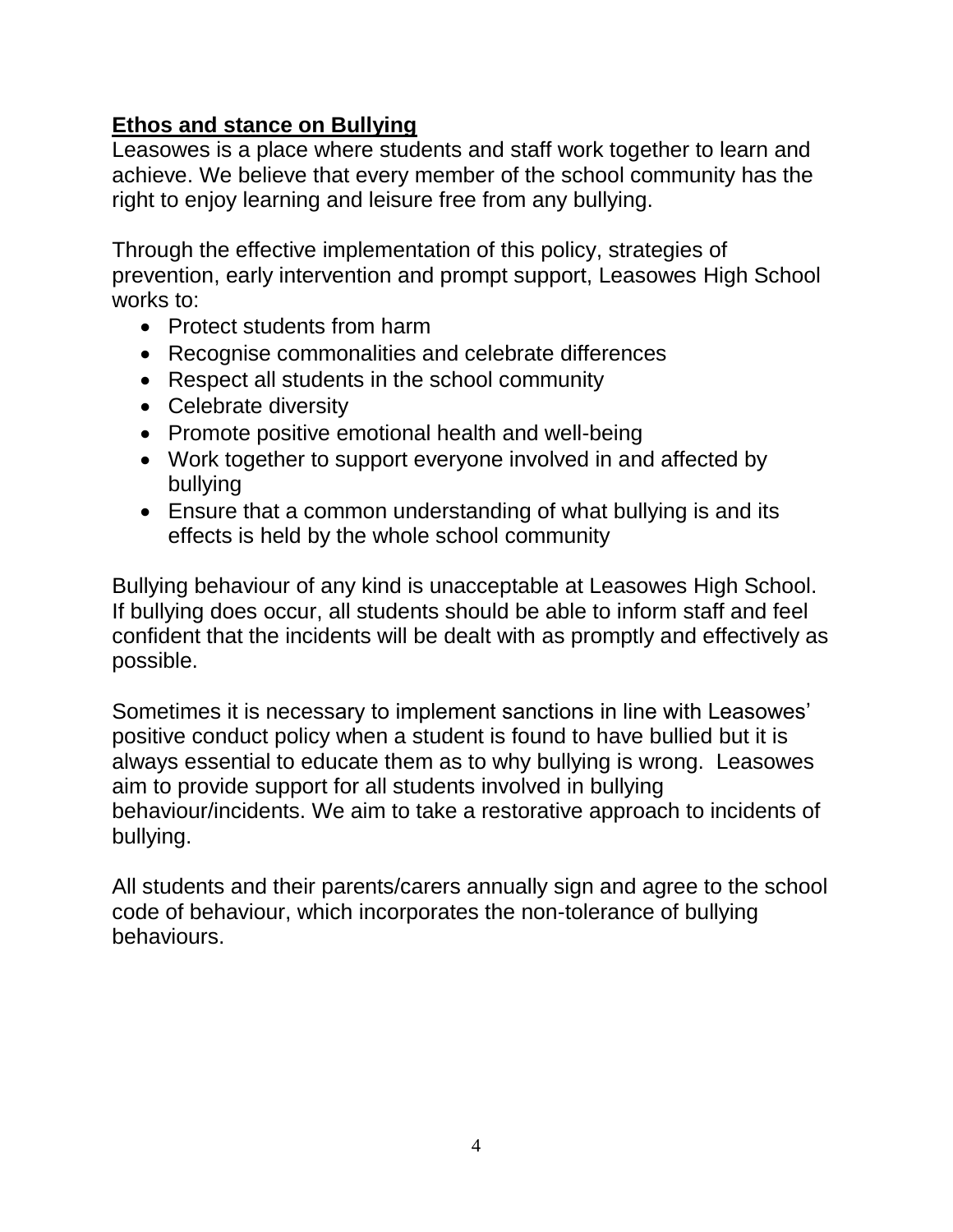## **Ethos and stance on Bullying**

Leasowes is a place where students and staff work together to learn and achieve. We believe that every member of the school community has the right to enjoy learning and leisure free from any bullying.

Through the effective implementation of this policy, strategies of prevention, early intervention and prompt support, Leasowes High School works to:

- Protect students from harm
- Recognise commonalities and celebrate differences
- Respect all students in the school community
- Celebrate diversity
- Promote positive emotional health and well-being
- Work together to support everyone involved in and affected by bullying
- Ensure that a common understanding of what bullying is and its effects is held by the whole school community

Bullying behaviour of any kind is unacceptable at Leasowes High School. If bullying does occur, all students should be able to inform staff and feel confident that the incidents will be dealt with as promptly and effectively as possible.

Sometimes it is necessary to implement sanctions in line with Leasowes' positive conduct policy when a student is found to have bullied but it is always essential to educate them as to why bullying is wrong. Leasowes aim to provide support for all students involved in bullying behaviour/incidents. We aim to take a restorative approach to incidents of bullying.

All students and their parents/carers annually sign and agree to the school code of behaviour, which incorporates the non-tolerance of bullying behaviours.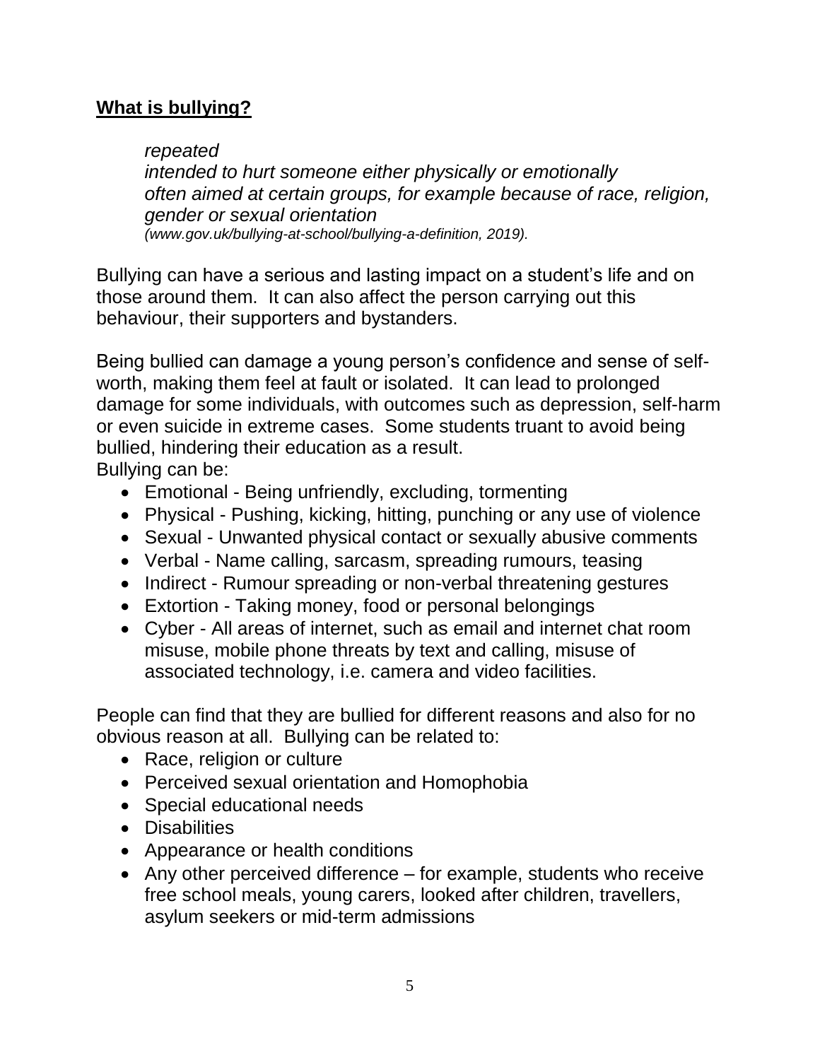## **What is bullying?**

*repeated*
*intended to hurt someone either physically or emotionally*
*often aimed at certain groups, for example because of race, religion, gender or sexual orientation*
*(www.gov.uk/bullying-at-school/bullying-a-definition, 2019).*

Bullying can have a serious and lasting impact on a student's life and on those around them. It can also affect the person carrying out this behaviour, their supporters and bystanders.

Being bullied can damage a young person's confidence and sense of self-worth, making them feel at fault or isolated. It can lead to prolonged damage for some individuals, with outcomes such as depression, self-harm or even suicide in extreme cases. Some students truant to avoid being bullied, hindering their education as a result.
Bullying can be:

- Emotional - Being unfriendly, excluding, tormenting
- Physical - Pushing, kicking, hitting, punching or any use of violence
- Sexual - Unwanted physical contact or sexually abusive comments
- Verbal - Name calling, sarcasm, spreading rumours, teasing
- Indirect - Rumour spreading or non-verbal threatening gestures
- Extortion - Taking money, food or personal belongings
- Cyber - All areas of internet, such as email and internet chat room misuse, mobile phone threats by text and calling, misuse of associated technology, i.e. camera and video facilities.

People can find that they are bullied for different reasons and also for no obvious reason at all. Bullying can be related to:

- Race, religion or culture
- Perceived sexual orientation and Homophobia
- Special educational needs
- Disabilities
- Appearance or health conditions
- Any other perceived difference – for example, students who receive free school meals, young carers, looked after children, travellers, asylum seekers or mid-term admissions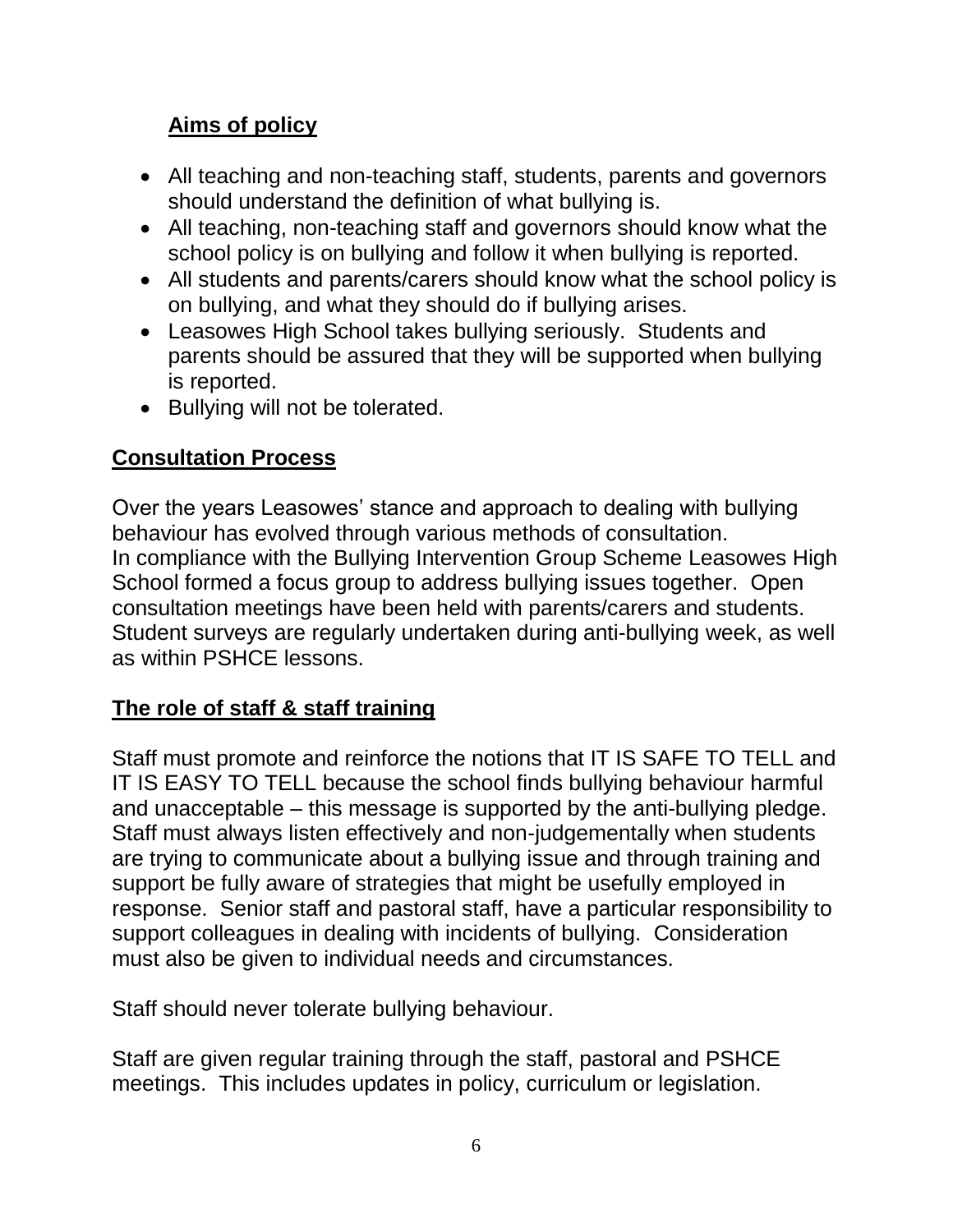## Aims of policy

- All teaching and non-teaching staff, students, parents and governors should understand the definition of what bullying is.
- All teaching, non-teaching staff and governors should know what the school policy is on bullying and follow it when bullying is reported.
- All students and parents/carers should know what the school policy is on bullying, and what they should do if bullying arises.
- Leasowes High School takes bullying seriously. Students and parents should be assured that they will be supported when bullying is reported.
- Bullying will not be tolerated.

## Consultation Process

Over the years Leasowes' stance and approach to dealing with bullying behaviour has evolved through various methods of consultation.
In compliance with the Bullying Intervention Group Scheme Leasowes High School formed a focus group to address bullying issues together. Open consultation meetings have been held with parents/carers and students. Student surveys are regularly undertaken during anti-bullying week, as well as within PSHCE lessons.

## The role of staff & staff training

Staff must promote and reinforce the notions that IT IS SAFE TO TELL and IT IS EASY TO TELL because the school finds bullying behaviour harmful and unacceptable – this message is supported by the anti-bullying pledge. Staff must always listen effectively and non-judgementally when students are trying to communicate about a bullying issue and through training and support be fully aware of strategies that might be usefully employed in response. Senior staff and pastoral staff, have a particular responsibility to support colleagues in dealing with incidents of bullying. Consideration must also be given to individual needs and circumstances.

Staff should never tolerate bullying behaviour.

Staff are given regular training through the staff, pastoral and PSHCE meetings. This includes updates in policy, curriculum or legislation.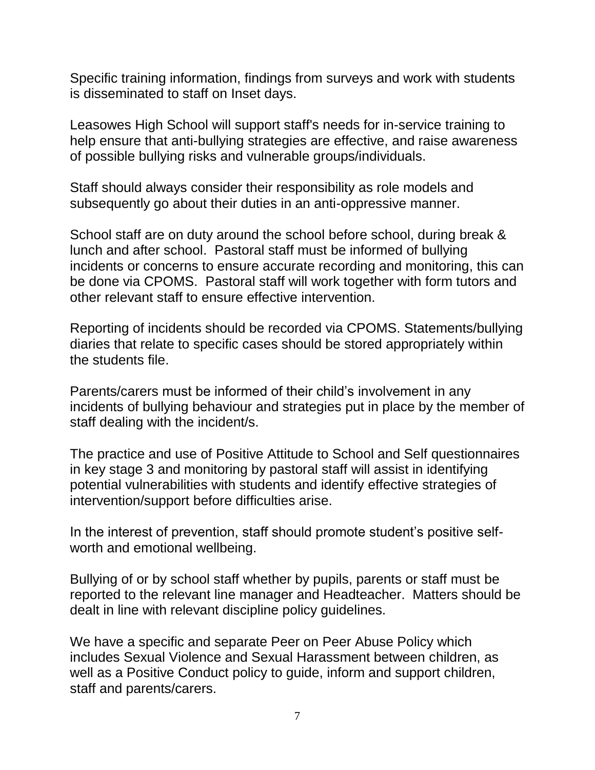Specific training information, findings from surveys and work with students is disseminated to staff on Inset days.

Leasowes High School will support staff's needs for in-service training to help ensure that anti-bullying strategies are effective, and raise awareness of possible bullying risks and vulnerable groups/individuals.

Staff should always consider their responsibility as role models and subsequently go about their duties in an anti-oppressive manner.

School staff are on duty around the school before school, during break & lunch and after school. Pastoral staff must be informed of bullying incidents or concerns to ensure accurate recording and monitoring, this can be done via CPOMS. Pastoral staff will work together with form tutors and other relevant staff to ensure effective intervention.

Reporting of incidents should be recorded via CPOMS. Statements/bullying diaries that relate to specific cases should be stored appropriately within the students file.

Parents/carers must be informed of their child's involvement in any incidents of bullying behaviour and strategies put in place by the member of staff dealing with the incident/s.

The practice and use of Positive Attitude to School and Self questionnaires in key stage 3 and monitoring by pastoral staff will assist in identifying potential vulnerabilities with students and identify effective strategies of intervention/support before difficulties arise.

In the interest of prevention, staff should promote student's positive self-worth and emotional wellbeing.

Bullying of or by school staff whether by pupils, parents or staff must be reported to the relevant line manager and Headteacher. Matters should be dealt in line with relevant discipline policy guidelines.

We have a specific and separate Peer on Peer Abuse Policy which includes Sexual Violence and Sexual Harassment between children, as well as a Positive Conduct policy to guide, inform and support children, staff and parents/carers.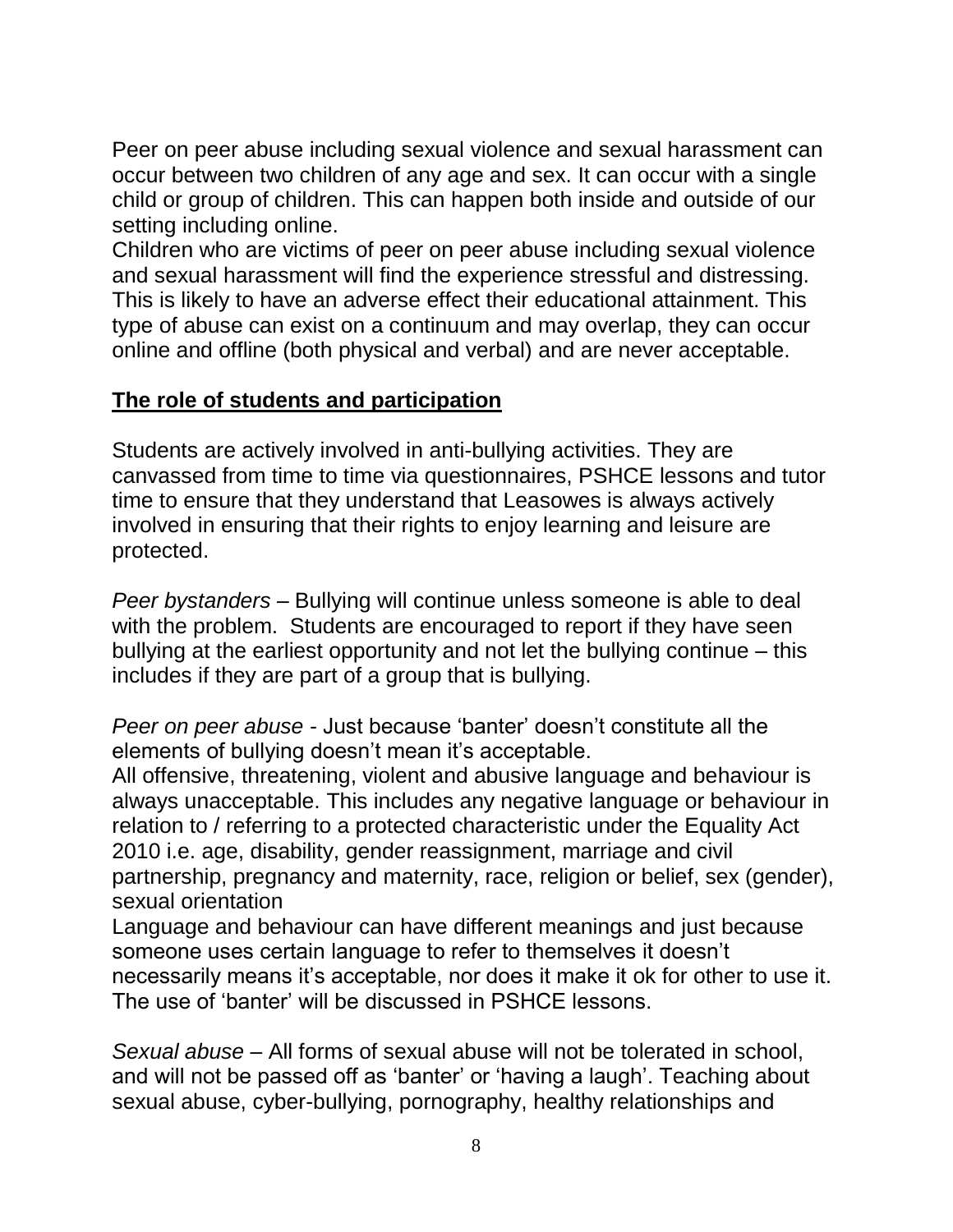Peer on peer abuse including sexual violence and sexual harassment can occur between two children of any age and sex. It can occur with a single child or group of children. This can happen both inside and outside of our setting including online.
Children who are victims of peer on peer abuse including sexual violence and sexual harassment will find the experience stressful and distressing. This is likely to have an adverse effect their educational attainment. This type of abuse can exist on a continuum and may overlap, they can occur online and offline (both physical and verbal) and are never acceptable.

## The role of students and participation

Students are actively involved in anti-bullying activities. They are canvassed from time to time via questionnaires, PSHCE lessons and tutor time to ensure that they understand that Leasowes is always actively involved in ensuring that their rights to enjoy learning and leisure are protected.

*Peer bystanders* – Bullying will continue unless someone is able to deal with the problem. Students are encouraged to report if they have seen bullying at the earliest opportunity and not let the bullying continue – this includes if they are part of a group that is bullying.

*Peer on peer abuse* - Just because 'banter' doesn't constitute all the elements of bullying doesn't mean it's acceptable.
All offensive, threatening, violent and abusive language and behaviour is always unacceptable. This includes any negative language or behaviour in relation to / referring to a protected characteristic under the Equality Act 2010 i.e. age, disability, gender reassignment, marriage and civil partnership, pregnancy and maternity, race, religion or belief, sex (gender), sexual orientation
Language and behaviour can have different meanings and just because someone uses certain language to refer to themselves it doesn't necessarily means it's acceptable, nor does it make it ok for other to use it. The use of 'banter' will be discussed in PSHCE lessons.

*Sexual abuse* – All forms of sexual abuse will not be tolerated in school, and will not be passed off as 'banter' or 'having a laugh'. Teaching about sexual abuse, cyber-bullying, pornography, healthy relationships and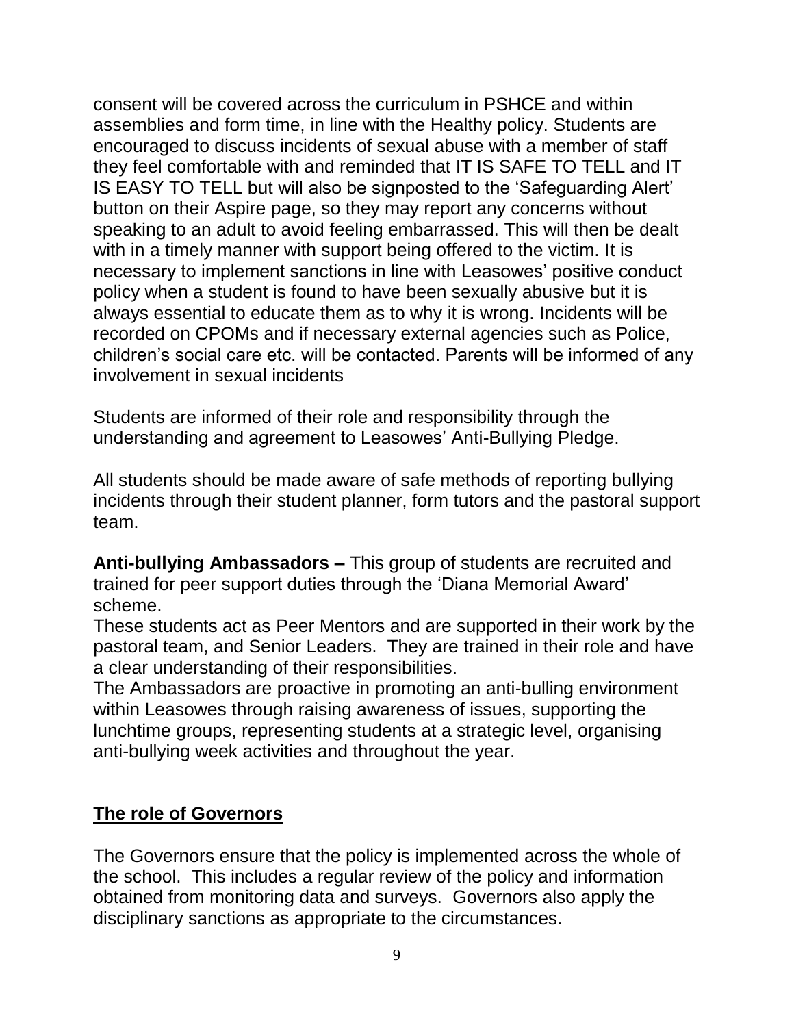consent will be covered across the curriculum in PSHCE and within assemblies and form time, in line with the Healthy policy. Students are encouraged to discuss incidents of sexual abuse with a member of staff they feel comfortable with and reminded that IT IS SAFE TO TELL and IT IS EASY TO TELL but will also be signposted to the 'Safeguarding Alert' button on their Aspire page, so they may report any concerns without speaking to an adult to avoid feeling embarrassed. This will then be dealt with in a timely manner with support being offered to the victim. It is necessary to implement sanctions in line with Leasowes' positive conduct policy when a student is found to have been sexually abusive but it is always essential to educate them as to why it is wrong. Incidents will be recorded on CPOMs and if necessary external agencies such as Police, children's social care etc. will be contacted. Parents will be informed of any involvement in sexual incidents

Students are informed of their role and responsibility through the understanding and agreement to Leasowes' Anti-Bullying Pledge.

All students should be made aware of safe methods of reporting bullying incidents through their student planner, form tutors and the pastoral support team.

**Anti-bullying Ambassadors –** This group of students are recruited and trained for peer support duties through the 'Diana Memorial Award' scheme.
These students act as Peer Mentors and are supported in their work by the pastoral team, and Senior Leaders. They are trained in their role and have a clear understanding of their responsibilities.
The Ambassadors are proactive in promoting an anti-bulling environment within Leasowes through raising awareness of issues, supporting the lunchtime groups, representing students at a strategic level, organising anti-bullying week activities and throughout the year.

## The role of Governors

The Governors ensure that the policy is implemented across the whole of the school. This includes a regular review of the policy and information obtained from monitoring data and surveys. Governors also apply the disciplinary sanctions as appropriate to the circumstances.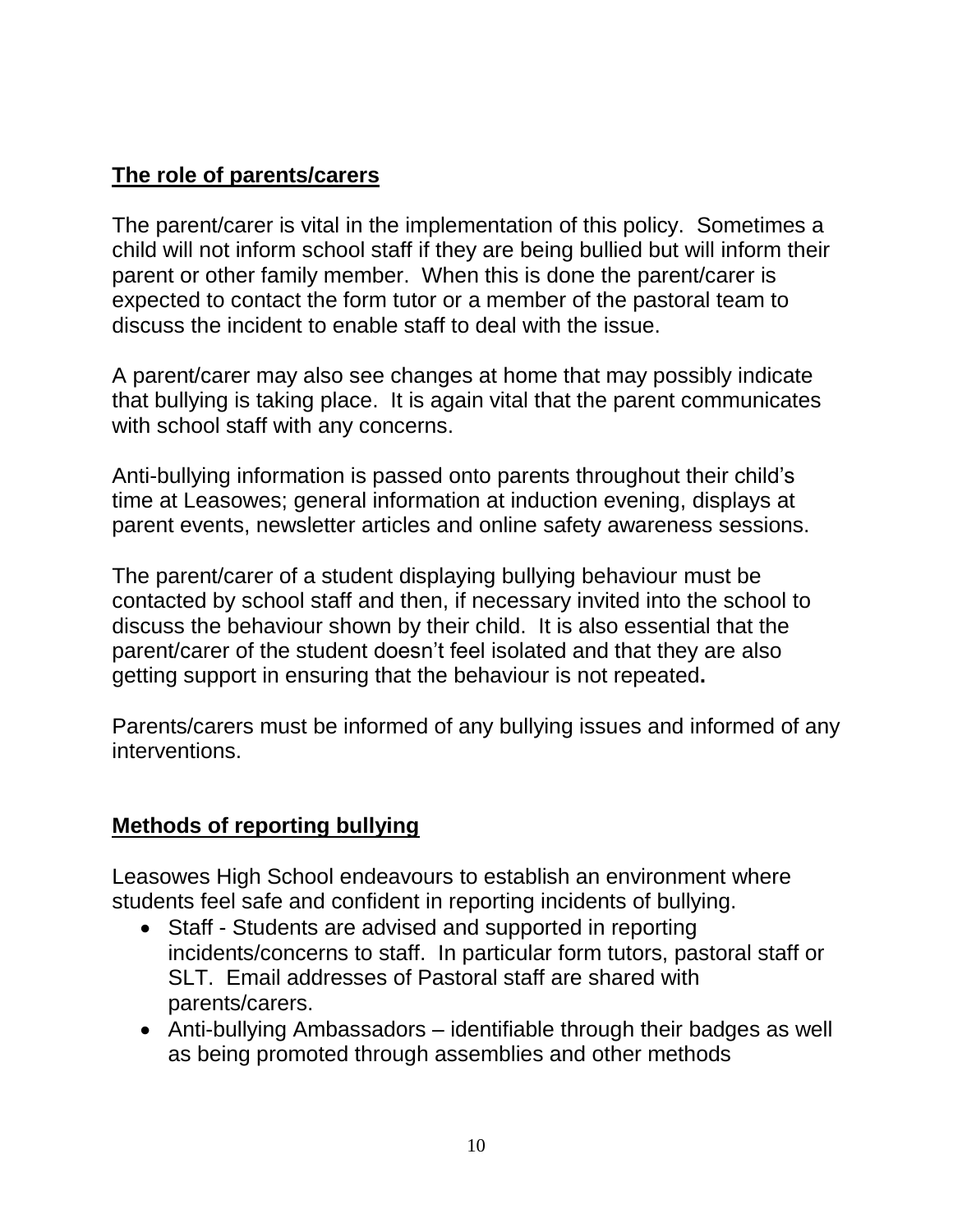## The role of parents/carers

The parent/carer is vital in the implementation of this policy. Sometimes a child will not inform school staff if they are being bullied but will inform their parent or other family member. When this is done the parent/carer is expected to contact the form tutor or a member of the pastoral team to discuss the incident to enable staff to deal with the issue.

A parent/carer may also see changes at home that may possibly indicate that bullying is taking place. It is again vital that the parent communicates with school staff with any concerns.

Anti-bullying information is passed onto parents throughout their child's time at Leasowes; general information at induction evening, displays at parent events, newsletter articles and online safety awareness sessions.

The parent/carer of a student displaying bullying behaviour must be contacted by school staff and then, if necessary invited into the school to discuss the behaviour shown by their child. It is also essential that the parent/carer of the student doesn't feel isolated and that they are also getting support in ensuring that the behaviour is not repeated**.**

Parents/carers must be informed of any bullying issues and informed of any interventions.

## Methods of reporting bullying

Leasowes High School endeavours to establish an environment where students feel safe and confident in reporting incidents of bullying.

- Staff - Students are advised and supported in reporting incidents/concerns to staff. In particular form tutors, pastoral staff or SLT. Email addresses of Pastoral staff are shared with parents/carers.
- Anti-bullying Ambassadors – identifiable through their badges as well as being promoted through assemblies and other methods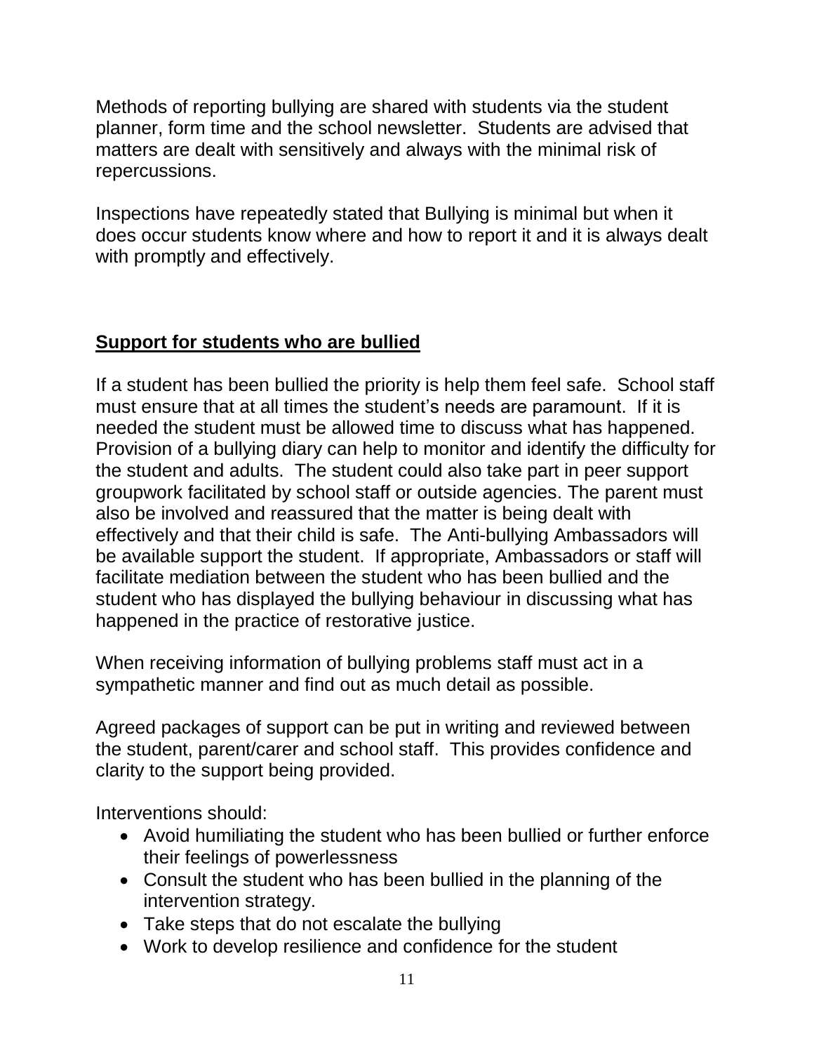Methods of reporting bullying are shared with students via the student planner, form time and the school newsletter. Students are advised that matters are dealt with sensitively and always with the minimal risk of repercussions.

Inspections have repeatedly stated that Bullying is minimal but when it does occur students know where and how to report it and it is always dealt with promptly and effectively.

## Support for students who are bullied

If a student has been bullied the priority is help them feel safe. School staff must ensure that at all times the student's needs are paramount. If it is needed the student must be allowed time to discuss what has happened. Provision of a bullying diary can help to monitor and identify the difficulty for the student and adults. The student could also take part in peer support groupwork facilitated by school staff or outside agencies. The parent must also be involved and reassured that the matter is being dealt with effectively and that their child is safe. The Anti-bullying Ambassadors will be available support the student. If appropriate, Ambassadors or staff will facilitate mediation between the student who has been bullied and the student who has displayed the bullying behaviour in discussing what has happened in the practice of restorative justice.

When receiving information of bullying problems staff must act in a sympathetic manner and find out as much detail as possible.

Agreed packages of support can be put in writing and reviewed between the student, parent/carer and school staff. This provides confidence and clarity to the support being provided.

Interventions should:

- Avoid humiliating the student who has been bullied or further enforce their feelings of powerlessness
- Consult the student who has been bullied in the planning of the intervention strategy.
- Take steps that do not escalate the bullying
- Work to develop resilience and confidence for the student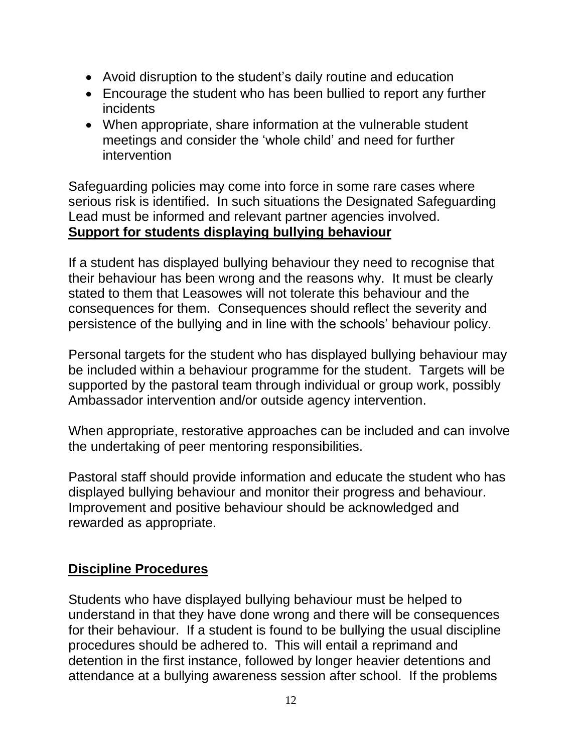- Avoid disruption to the student's daily routine and education
- Encourage the student who has been bullied to report any further incidents
- When appropriate, share information at the vulnerable student meetings and consider the 'whole child' and need for further intervention

Safeguarding policies may come into force in some rare cases where serious risk is identified. In such situations the Designated Safeguarding Lead must be informed and relevant partner agencies involved.

**Support for students displaying bullying behaviour**

If a student has displayed bullying behaviour they need to recognise that their behaviour has been wrong and the reasons why. It must be clearly stated to them that Leasowes will not tolerate this behaviour and the consequences for them. Consequences should reflect the severity and persistence of the bullying and in line with the schools' behaviour policy.

Personal targets for the student who has displayed bullying behaviour may be included within a behaviour programme for the student. Targets will be supported by the pastoral team through individual or group work, possibly Ambassador intervention and/or outside agency intervention.

When appropriate, restorative approaches can be included and can involve the undertaking of peer mentoring responsibilities.

Pastoral staff should provide information and educate the student who has displayed bullying behaviour and monitor their progress and behaviour. Improvement and positive behaviour should be acknowledged and rewarded as appropriate.

**Discipline Procedures**

Students who have displayed bullying behaviour must be helped to understand in that they have done wrong and there will be consequences for their behaviour. If a student is found to be bullying the usual discipline procedures should be adhered to. This will entail a reprimand and detention in the first instance, followed by longer heavier detentions and attendance at a bullying awareness session after school. If the problems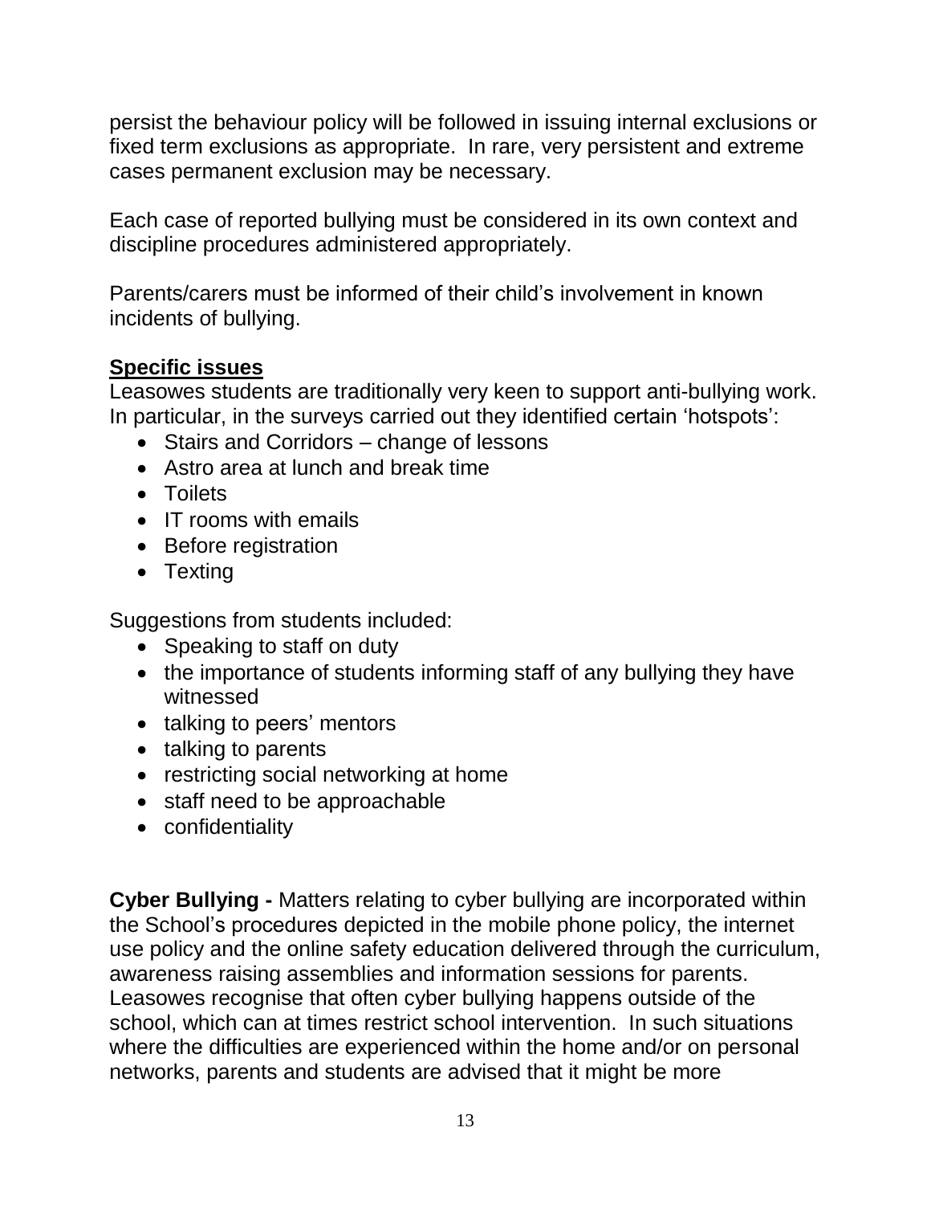persist the behaviour policy will be followed in issuing internal exclusions or fixed term exclusions as appropriate. In rare, very persistent and extreme cases permanent exclusion may be necessary.

Each case of reported bullying must be considered in its own context and discipline procedures administered appropriately.

Parents/carers must be informed of their child's involvement in known incidents of bullying.

**<u>Specific issues</u>**

Leasowes students are traditionally very keen to support anti-bullying work. In particular, in the surveys carried out they identified certain 'hotspots':

- Stairs and Corridors – change of lessons
- Astro area at lunch and break time
- Toilets
- IT rooms with emails
- Before registration
- Texting

Suggestions from students included:

- Speaking to staff on duty
- the importance of students informing staff of any bullying they have witnessed
- talking to peers' mentors
- talking to parents
- restricting social networking at home
- staff need to be approachable
- confidentiality

**Cyber Bullying -** Matters relating to cyber bullying are incorporated within the School's procedures depicted in the mobile phone policy, the internet use policy and the online safety education delivered through the curriculum, awareness raising assemblies and information sessions for parents. Leasowes recognise that often cyber bullying happens outside of the school, which can at times restrict school intervention. In such situations where the difficulties are experienced within the home and/or on personal networks, parents and students are advised that it might be more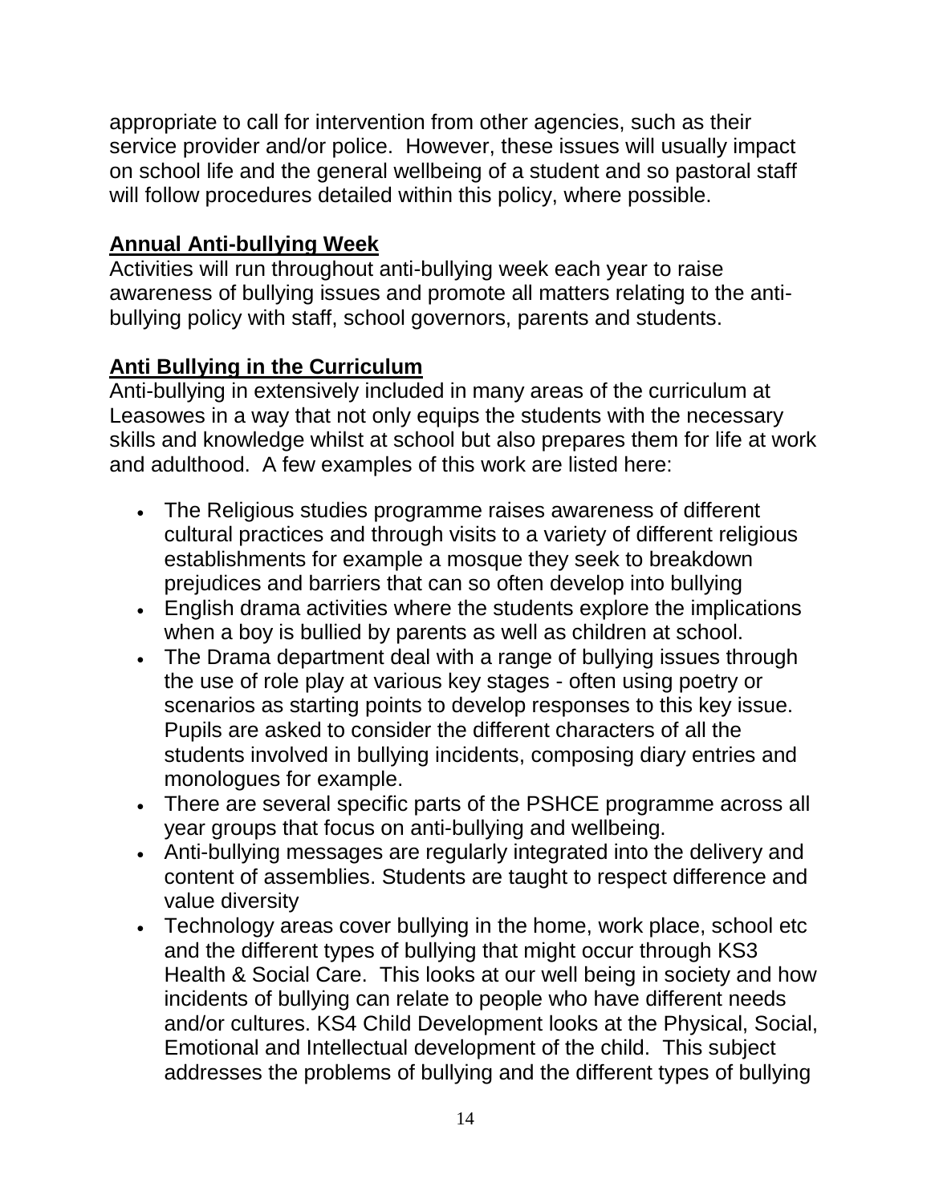appropriate to call for intervention from other agencies, such as their service provider and/or police. However, these issues will usually impact on school life and the general wellbeing of a student and so pastoral staff will follow procedures detailed within this policy, where possible.

## Annual Anti-bullying Week

Activities will run throughout anti-bullying week each year to raise awareness of bullying issues and promote all matters relating to the anti-bullying policy with staff, school governors, parents and students.

## Anti Bullying in the Curriculum

Anti-bullying in extensively included in many areas of the curriculum at Leasowes in a way that not only equips the students with the necessary skills and knowledge whilst at school but also prepares them for life at work and adulthood. A few examples of this work are listed here:

- The Religious studies programme raises awareness of different cultural practices and through visits to a variety of different religious establishments for example a mosque they seek to breakdown prejudices and barriers that can so often develop into bullying
- English drama activities where the students explore the implications when a boy is bullied by parents as well as children at school.
- The Drama department deal with a range of bullying issues through the use of role play at various key stages - often using poetry or scenarios as starting points to develop responses to this key issue. Pupils are asked to consider the different characters of all the students involved in bullying incidents, composing diary entries and monologues for example.
- There are several specific parts of the PSHCE programme across all year groups that focus on anti-bullying and wellbeing.
- Anti-bullying messages are regularly integrated into the delivery and content of assemblies. Students are taught to respect difference and value diversity
- Technology areas cover bullying in the home, work place, school etc and the different types of bullying that might occur through KS3 Health & Social Care. This looks at our well being in society and how incidents of bullying can relate to people who have different needs and/or cultures. KS4 Child Development looks at the Physical, Social, Emotional and Intellectual development of the child. This subject addresses the problems of bullying and the different types of bullying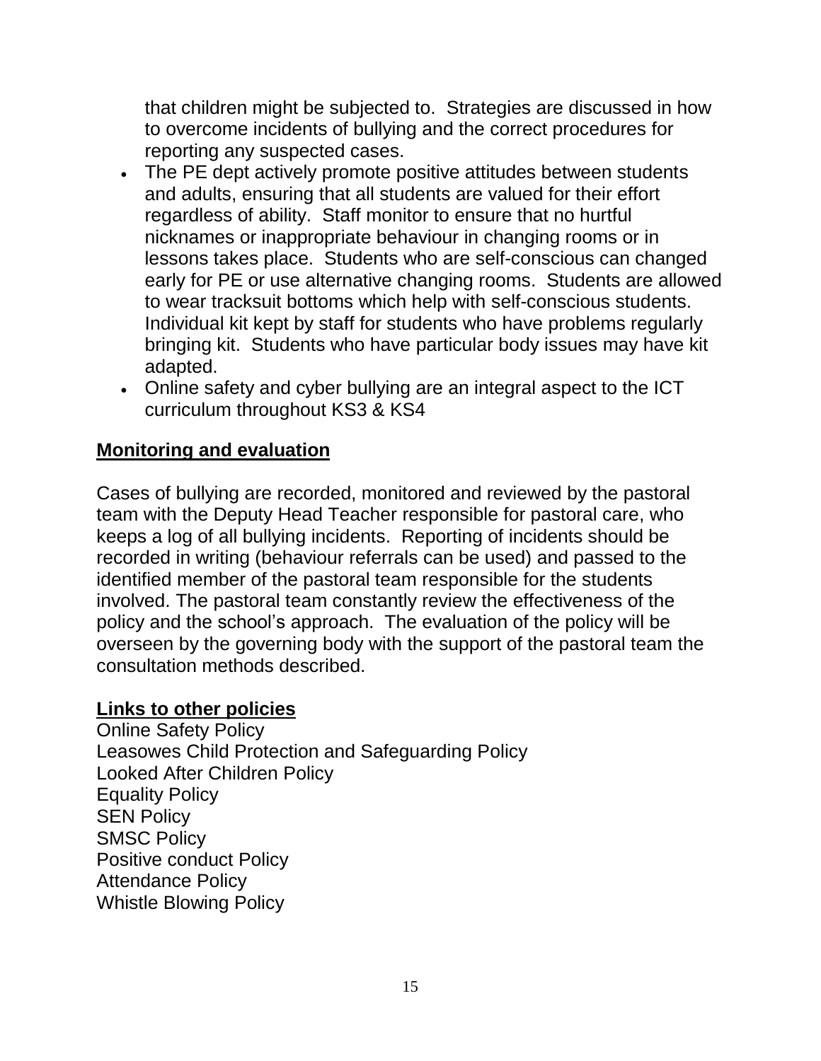that children might be subjected to. Strategies are discussed in how to overcome incidents of bullying and the correct procedures for reporting any suspected cases.

- The PE dept actively promote positive attitudes between students and adults, ensuring that all students are valued for their effort regardless of ability. Staff monitor to ensure that no hurtful nicknames or inappropriate behaviour in changing rooms or in lessons takes place. Students who are self-conscious can changed early for PE or use alternative changing rooms. Students are allowed to wear tracksuit bottoms which help with self-conscious students. Individual kit kept by staff for students who have problems regularly bringing kit. Students who have particular body issues may have kit adapted.
- Online safety and cyber bullying are an integral aspect to the ICT curriculum throughout KS3 & KS4

**Monitoring and evaluation**

Cases of bullying are recorded, monitored and reviewed by the pastoral team with the Deputy Head Teacher responsible for pastoral care, who keeps a log of all bullying incidents. Reporting of incidents should be recorded in writing (behaviour referrals can be used) and passed to the identified member of the pastoral team responsible for the students involved. The pastoral team constantly review the effectiveness of the policy and the school's approach. The evaluation of the policy will be overseen by the governing body with the support of the pastoral team the consultation methods described.

**Links to other policies**

Online Safety Policy
Leasowes Child Protection and Safeguarding Policy
Looked After Children Policy
Equality Policy
SEN Policy
SMSC Policy
Positive conduct Policy
Attendance Policy
Whistle Blowing Policy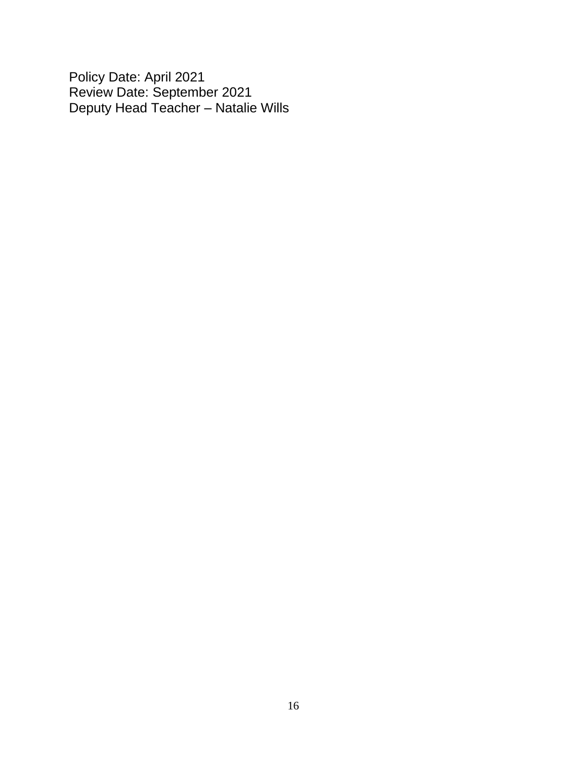Policy Date: April 2021
Review Date: September 2021
Deputy Head Teacher – Natalie Wills